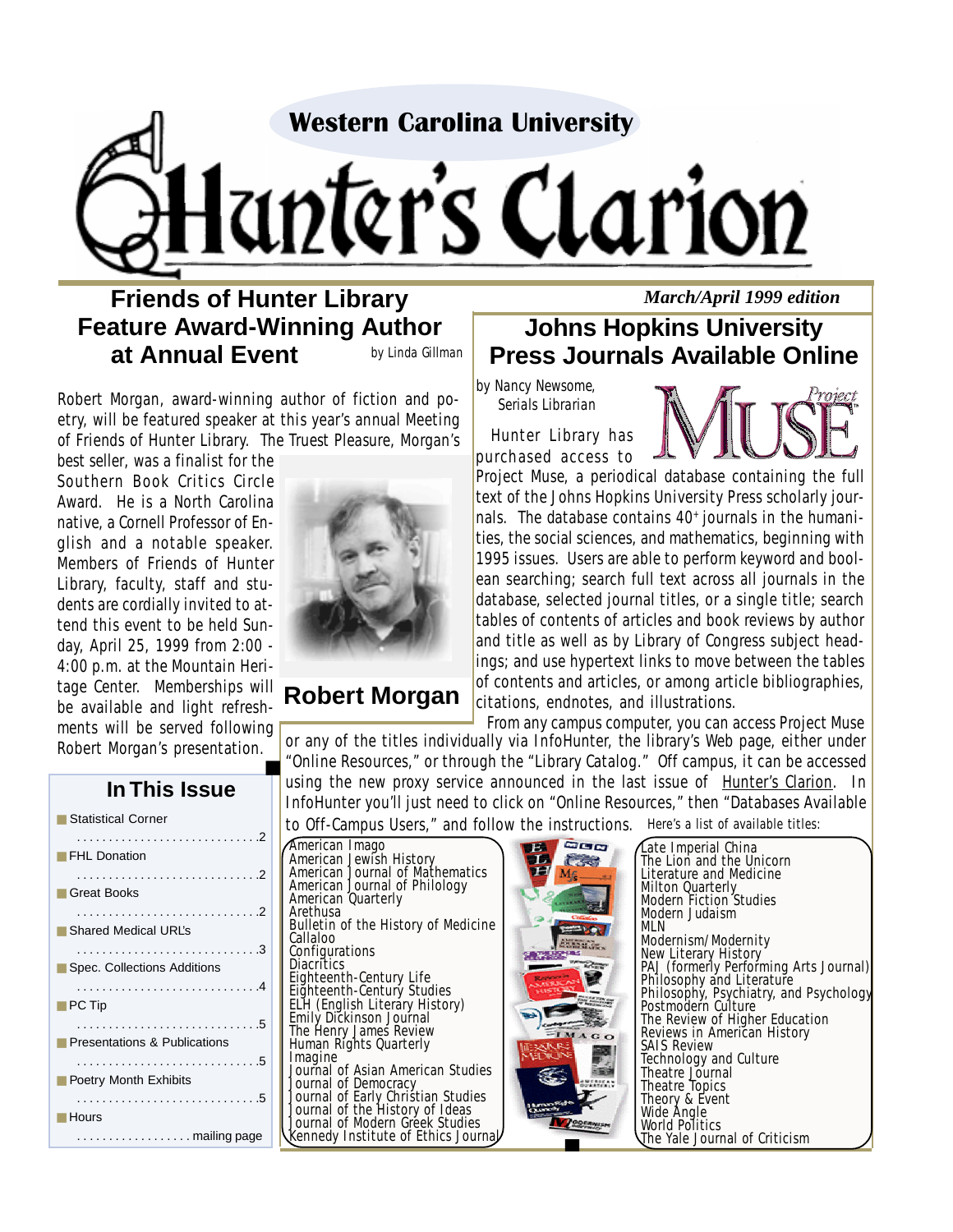# Western Carolina University Hunter's Clarion

*March/April 1999 edition*

## Friends of Hunter Library Feature Award-Winning Author at Annual Event

by Linda Gillman

Robert Morgan, award-winning author of fiction and poetry, will be featured speaker at this year's annual Meeting of Friends of Hunter Library. The Truest Pleasure, Morgan's best seller, was a finalist for the Southern Book Critics Circle Award. He is a North Carolina native, a Cornell Professor of English and a notable speaker. Members of Friends of Hunter Library, faculty, staff and students are cordially invited to attend this event to be held Sunday, April 25, 1999 from 2:00 - 4:00 p.m. at the Mountain Heritage Center. Memberships will be available and light refreshments will be served following Robert Morgan's presentation.

**Robert Morgan**

### In This Issue

- Statistical Corner ..... 2
- FHL Donation ..... 2
- Great Books ..... 2
- Shared Medical URLs ..... 3
- Spec. Collections Additions ..... 4
- PC Tip ..... 5
- Presentations & Publications ..... 5
- Poetry Month Exhibits ..... 5
- Hours ..... mailing page

## Johns Hopkins University Press Journals Available Online

by Nancy Newsome, Serials Librarian

Hunter Library has purchased access to Project Muse, a periodical database containing the full text of the Johns Hopkins University Press scholarly journals. The database contains 40+ journals in the humanities, the social sciences, and mathematics, beginning with 1995 issues. Users are able to perform keyword and boolean searching; search full text across all journals in the database, selected journal titles, or a single title; search tables of contents of articles and book reviews by author and title as well as by Library of Congress subject headings; and use hypertext links to move between the tables of contents and articles, or among article bibliographies, citations, endnotes, and illustrations.

From any campus computer, you can access Project Muse or any of the titles individually via InfoHunter, the library's Web page, either under "Online Resources," or through the "Library Catalog." Off campus, it can be accessed using the new proxy service announced in the last issue of Hunter's Clarion. In InfoHunter you'll just need to click on "Online Resources," then "Databases Available to Off-Campus Users," and follow the instructions. Here's a list of available titles:

- American Imago
- American Jewish History
- American Journal of Mathematics
- American Journal of Philology
- American Quarterly
- Arethusa
- Bulletin of the History of Medicine
- Callaloo
- Configurations
- Diacritics
- Eighteenth-Century Life
- Eighteenth-Century Studies
- ELH (English Literary History)
- Emily Dickinson Journal
- The Henry James Review
- Human Rights Quarterly
- Imagine
- Journal of Asian American Studies
- Journal of Democracy
- Journal of Early Christian Studies
- Journal of the History of Ideas
- Journal of Modern Greek Studies
- Kennedy Institute of Ethics Journal
- Late Imperial China
- The Lion and the Unicorn
- Literature and Medicine
- Milton Quarterly
- Modern Fiction Studies
- Modern Judaism
- MLN
- Modernism/Modernity
- New Literary History
- PAJ (formerly Performing Arts Journal)
- Philosophy and Literature
- Philosophy, Psychiatry, and Psychology
- Postmodern Culture
- The Review of Higher Education
- Reviews in American History
- SAIS Review
- Technology and Culture
- Theatre Journal
- Theatre Topics
- Theory & Event
- Wide Angle
- World Politics
- The Yale Journal of Criticism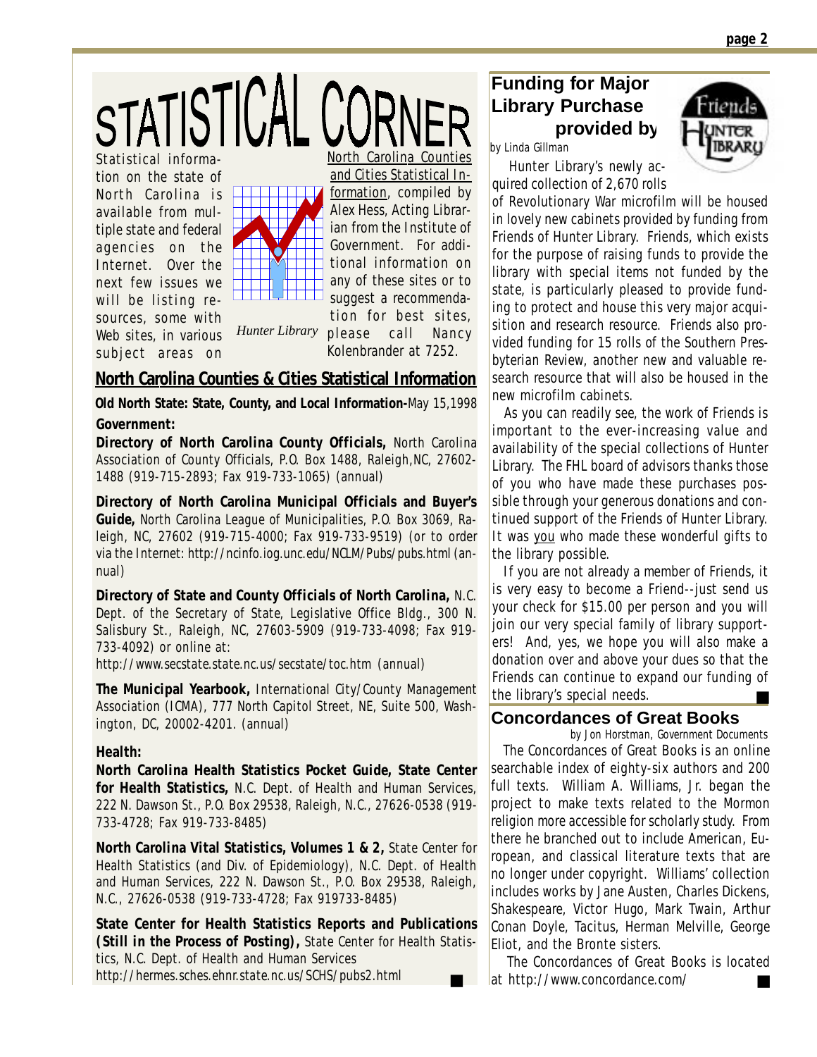# STATISTICAL CORNER

Statistical information on the state of North Carolina is available from multiple state and federal agencies on the Internet. Over the next few issues we will be listing resources, some with Web sites, in various subject areas on North Carolina Counties and Cities Statistical Information, compiled by Alex Hess, Acting Librarian from the Institute of Government. For additional information on any of these sites or to suggest a recommendation for best sites, please call Nancy Kolenbrander at 7252.

*Hunter Library*

## North Carolina Counties & Cities Statistical Information

**Old North State: State, County, and Local Information-**May 15,1998

**Government:**

**Directory of North Carolina County Officials,** North Carolina Association of County Officials, P.O. Box 1488, Raleigh,NC, 27602-1488 (919-715-2893; Fax 919-733-1065) (annual)

**Directory of North Carolina Municipal Officials and Buyer's Guide,** North Carolina League of Municipalities, P.O. Box 3069, Raleigh, NC, 27602 (919-715-4000; Fax 919-733-9519) (or to order via the Internet: http://ncinfo.iog.unc.edu/NCLM/Pubs/pubs.html (annual)

**Directory of State and County Officials of North Carolina,** N.C. Dept. of the Secretary of State, Legislative Office Bldg., 300 N. Salisbury St., Raleigh, NC, 27603-5909 (919-733-4098; Fax 919-733-4092) or online at:
http://www.secstate.state.nc.us/secstate/toc.htm (annual)

**The Municipal Yearbook,** International City/County Management Association (ICMA), 777 North Capitol Street, NE, Suite 500, Washington, DC, 20002-4201. (annual)

**Health:**

**North Carolina Health Statistics Pocket Guide, State Center for Health Statistics,** N.C. Dept. of Health and Human Services, 222 N. Dawson St., P.O. Box 29538, Raleigh, N.C., 27626-0538 (919-733-4728; Fax 919-733-8485)

**North Carolina Vital Statistics, Volumes 1 & 2,** State Center for Health Statistics (and Div. of Epidemiology), N.C. Dept. of Health and Human Services, 222 N. Dawson St., P.O. Box 29538, Raleigh, N.C., 27626-0538 (919-733-4728; Fax 919733-8485)

**State Center for Health Statistics Reports and Publications (Still in the Process of Posting),** State Center for Health Statistics, N.C. Dept. of Health and Human Services
http://hermes.sches.ehnr.state.nc.us/SCHS/pubs2.html

## Funding for Major Library Purchase provided by

*by Linda Gillman*

Hunter Library's newly acquired collection of 2,670 rolls of Revolutionary War microfilm will be housed in lovely new cabinets provided by funding from Friends of Hunter Library. Friends, which exists for the purpose of raising funds to provide the library with special items not funded by the state, is particularly pleased to provide funding to protect and house this very major acquisition and research resource. Friends also provided funding for 15 rolls of the Southern Presbyterian Review, another new and valuable research resource that will also be housed in the new microfilm cabinets.

As you can readily see, the work of Friends is important to the ever-increasing value and availability of the special collections of Hunter Library. The FHL board of advisors thanks those of you who have made these purchases possible through your generous donations and continued support of the Friends of Hunter Library. It was you who made these wonderful gifts to the library possible.

If you are not already a member of Friends, it is very easy to become a Friend--just send us your check for $15.00 per person and you will join our very special family of library supporters! And, yes, we hope you will also make a donation over and above your dues so that the Friends can continue to expand our funding of the library's special needs.

## Concordances of Great Books

*by Jon Horstman, Government Documents*

The Concordances of Great Books is an online searchable index of eighty-six authors and 200 full texts. William A. Williams, Jr. began the project to make texts related to the Mormon religion more accessible for scholarly study. From there he branched out to include American, European, and classical literature texts that are no longer under copyright. Williams' collection includes works by Jane Austen, Charles Dickens, Shakespeare, Victor Hugo, Mark Twain, Arthur Conan Doyle, Tacitus, Herman Melville, George Eliot, and the Bronte sisters.

The Concordances of Great Books is located at http://www.concordance.com/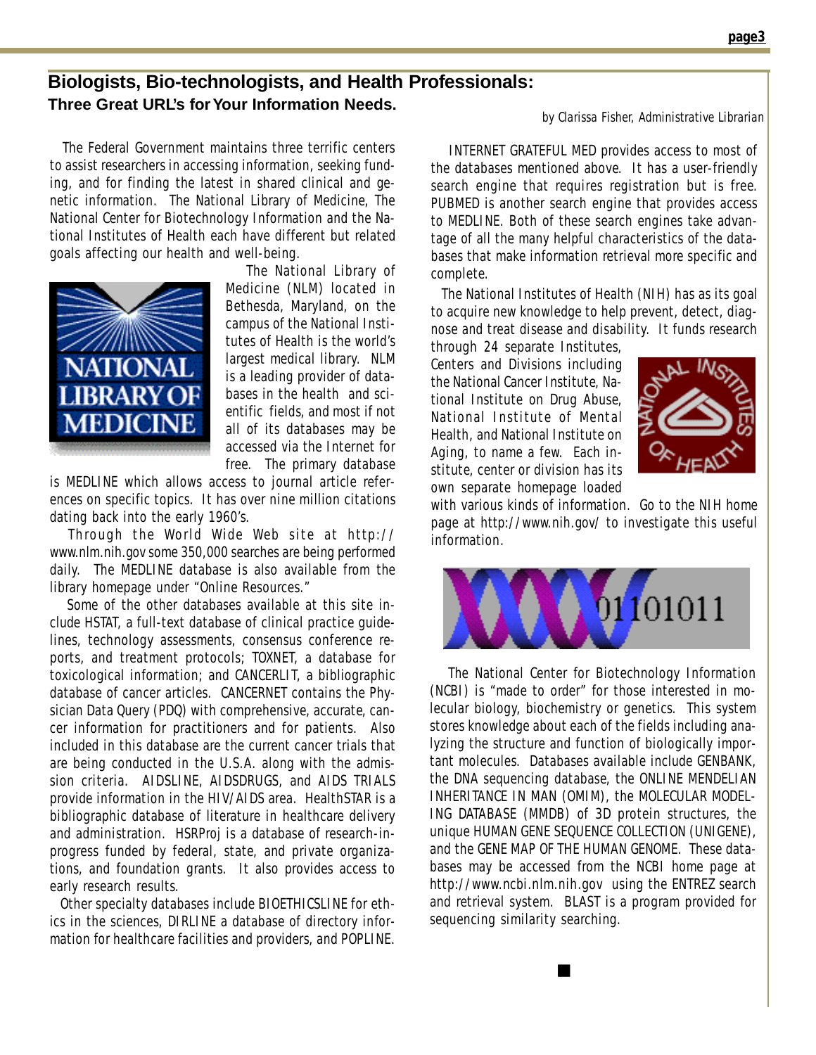## Biologists, Bio-technologists, and Health Professionals:

### Three Great URL's for Your Information Needs.

*by Clarissa Fisher, Administrative Librarian*

The Federal Government maintains three terrific centers to assist researchers in accessing information, seeking funding, and for finding the latest in shared clinical and genetic information. The National Library of Medicine, The National Center for Biotechnology Information and the National Institutes of Health each have different but related goals affecting our health and well-being.

The National Library of Medicine (NLM) located in Bethesda, Maryland, on the campus of the National Institutes of Health is the world's largest medical library. NLM is a leading provider of databases in the health and scientific fields, and most if not all of its databases may be accessed via the Internet for free. The primary database is MEDLINE which allows access to journal article references on specific topics. It has over nine million citations dating back into the early 1960's.

Through the World Wide Web site at http://www.nlm.nih.gov some 350,000 searches are being performed daily. The MEDLINE database is also available from the library homepage under "Online Resources."

Some of the other databases available at this site include HSTAT, a full-text database of clinical practice guidelines, technology assessments, consensus conference reports, and treatment protocols; TOXNET, a database for toxicological information; and CANCERLIT, a bibliographic database of cancer articles. CANCERNET contains the Physician Data Query (PDQ) with comprehensive, accurate, cancer information for practitioners and for patients. Also included in this database are the current cancer trials that are being conducted in the U.S.A. along with the admission criteria. AIDSLINE, AIDSDRUGS, and AIDS TRIALS provide information in the HIV/AIDS area. HealthSTAR is a bibliographic database of literature in healthcare delivery and administration. HSRProj is a database of research-in-progress funded by federal, state, and private organizations, and foundation grants. It also provides access to early research results.

Other specialty databases include BIOETHICSLINE for ethics in the sciences, DIRLINE a database of directory information for healthcare facilities and providers, and POPLINE.

INTERNET GRATEFUL MED provides access to most of the databases mentioned above. It has a user-friendly search engine that requires registration but is free. PUBMED is another search engine that provides access to MEDLINE. Both of these search engines take advantage of all the many helpful characteristics of the databases that make information retrieval more specific and complete.

The National Institutes of Health (NIH) has as its goal to acquire new knowledge to help prevent, detect, diagnose and treat disease and disability. It funds research through 24 separate Institutes, Centers and Divisions including the National Cancer Institute, National Institute on Drug Abuse, National Institute of Mental Health, and National Institute on Aging, to name a few. Each institute, center or division has its own separate homepage loaded with various kinds of information. Go to the NIH home page at http://www.nih.gov/ to investigate this useful information.

The National Center for Biotechnology Information (NCBI) is "made to order" for those interested in molecular biology, biochemistry or genetics. This system stores knowledge about each of the fields including analyzing the structure and function of biologically important molecules. Databases available include GENBANK, the DNA sequencing database, the ONLINE MENDELIAN INHERITANCE IN MAN (OMIM), the MOLECULAR MODELING DATABASE (MMDB) of 3D protein structures, the unique HUMAN GENE SEQUENCE COLLECTION (UNIGENE), and the GENE MAP OF THE HUMAN GENOME. These databases may be accessed from the NCBI home page at http://www.ncbi.nlm.nih.gov using the ENTREZ search and retrieval system. BLAST is a program provided for sequencing similarity searching.

■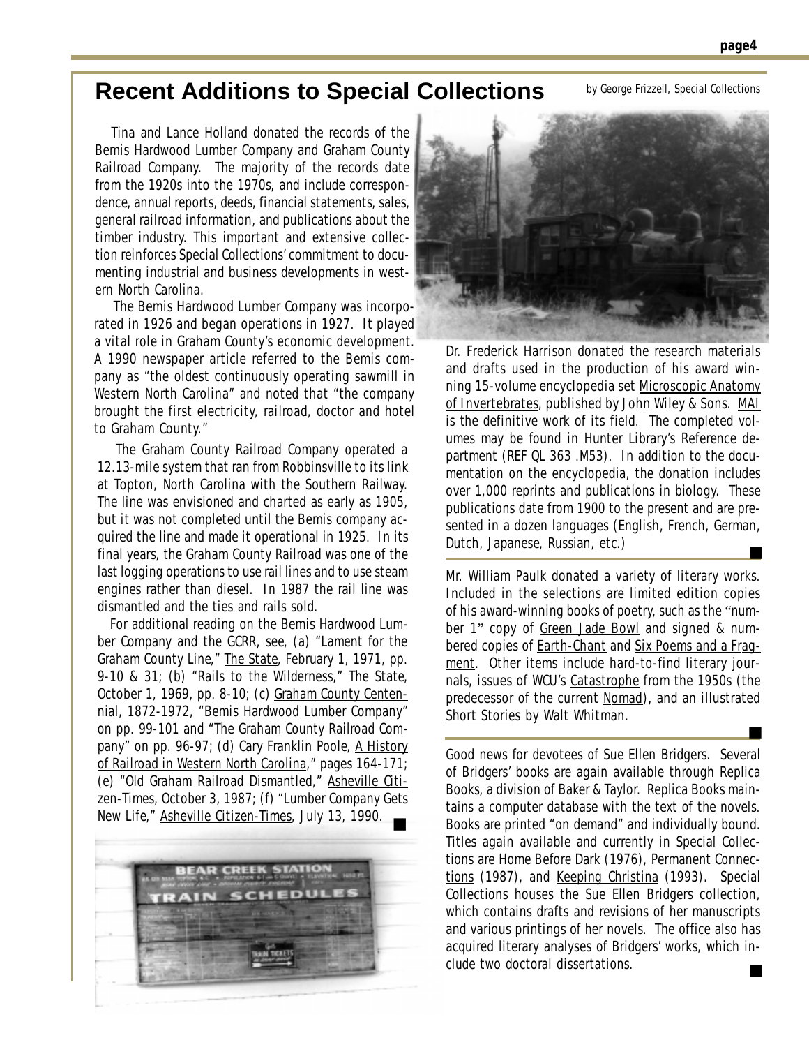# Recent Additions to Special Collections

*by George Frizzell, Special Collections*

Tina and Lance Holland donated the records of the Bemis Hardwood Lumber Company and Graham County Railroad Company. The majority of the records date from the 1920s into the 1970s, and include correspondence, annual reports, deeds, financial statements, sales, general railroad information, and publications about the timber industry. This important and extensive collection reinforces Special Collections' commitment to documenting industrial and business developments in western North Carolina.

The Bemis Hardwood Lumber Company was incorporated in 1926 and began operations in 1927. It played a vital role in Graham County's economic development. A 1990 newspaper article referred to the Bemis company as "the oldest continuously operating sawmill in Western North Carolina" and noted that "the company brought the first electricity, railroad, doctor and hotel to Graham County."

The Graham County Railroad Company operated a 12.13-mile system that ran from Robbinsville to its link at Topton, North Carolina with the Southern Railway. The line was envisioned and charted as early as 1905, but it was not completed until the Bemis company acquired the line and made it operational in 1925. In its final years, the Graham County Railroad was one of the last logging operations to use rail lines and to use steam engines rather than diesel. In 1987 the rail line was dismantled and the ties and rails sold.

For additional reading on the Bemis Hardwood Lumber Company and the GCRR, see, (a) "Lament for the Graham County Line," The State, February 1, 1971, pp. 9-10 & 31; (b) "Rails to the Wilderness," The State, October 1, 1969, pp. 8-10; (c) Graham County Centennial, 1872-1972, "Bemis Hardwood Lumber Company" on pp. 99-101 and "The Graham County Railroad Company" on pp. 96-97; (d) Cary Franklin Poole, A History of Railroad in Western North Carolina," pages 164-171; (e) "Old Graham Railroad Dismantled," Asheville Citizen-Times, October 3, 1987; (f) "Lumber Company Gets New Life," Asheville Citizen-Times, July 13, 1990.

Dr. Frederick Harrison donated the research materials and drafts used in the production of his award winning 15-volume encyclopedia set Microscopic Anatomy of Invertebrates, published by John Wiley & Sons. MAI is the definitive work of its field. The completed volumes may be found in Hunter Library's Reference department (REF QL 363 .M53). In addition to the documentation on the encyclopedia, the donation includes over 1,000 reprints and publications in biology. These publications date from 1900 to the present and are presented in a dozen languages (English, French, German, Dutch, Japanese, Russian, etc.)

Mr. William Paulk donated a variety of literary works. Included in the selections are limited edition copies of his award-winning books of poetry, such as the "number 1" copy of Green Jade Bowl and signed & numbered copies of Earth-Chant and Six Poems and a Fragment. Other items include hard-to-find literary journals, issues of WCU's Catastrophe from the 1950s (the predecessor of the current Nomad), and an illustrated Short Stories by Walt Whitman.

Good news for devotees of Sue Ellen Bridgers. Several of Bridgers' books are again available through Replica Books, a division of Baker & Taylor. Replica Books maintains a computer database with the text of the novels. Books are printed "on demand" and individually bound. Titles again available and currently in Special Collections are Home Before Dark (1976), Permanent Connections (1987), and Keeping Christina (1993). Special Collections houses the Sue Ellen Bridgers collection, which contains drafts and revisions of her manuscripts and various printings of her novels. The office also has acquired literary analyses of Bridgers' works, which include two doctoral dissertations.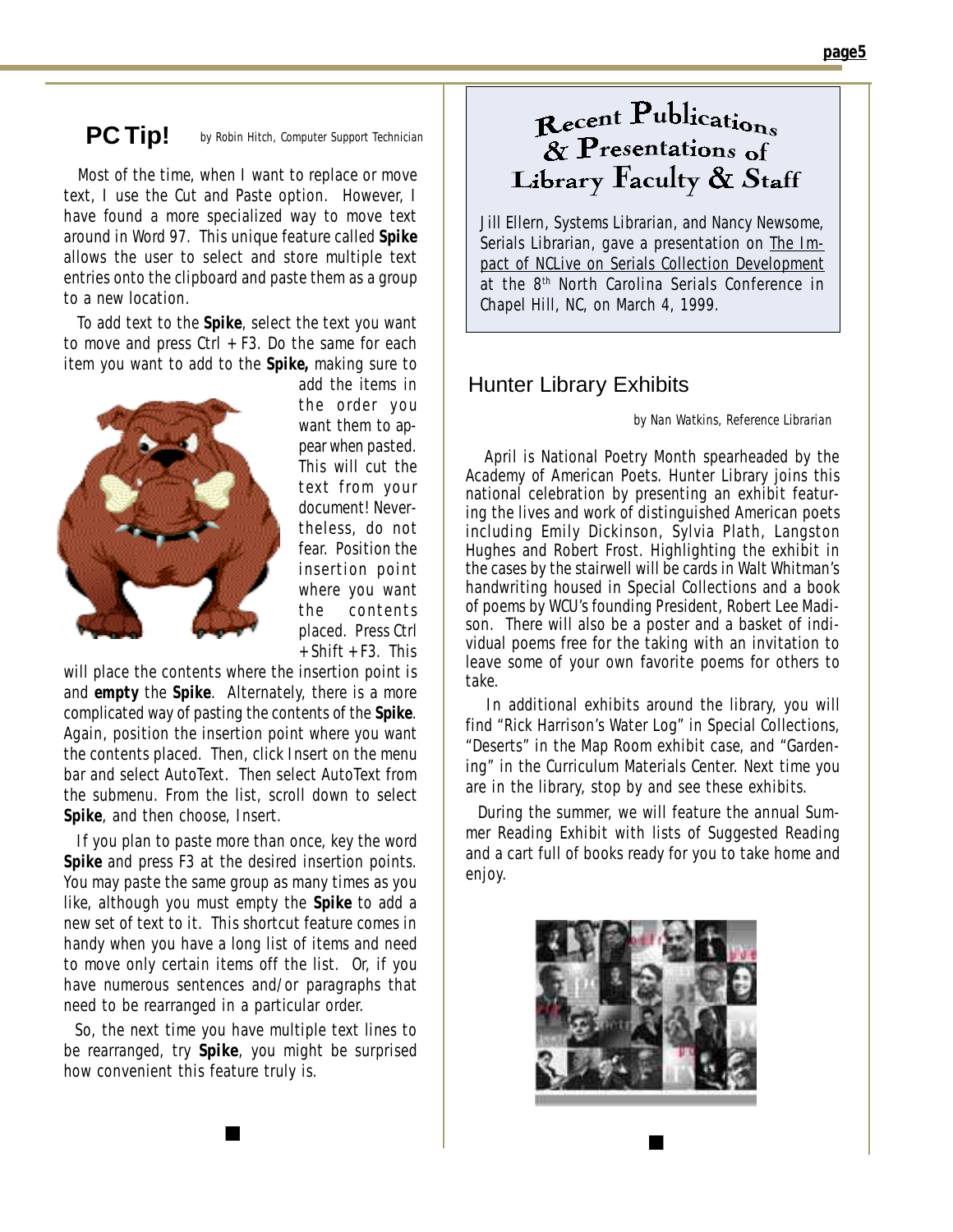## PC Tip!

by Robin Hitch, Computer Support Technician

Most of the time, when I want to replace or move text, I use the Cut and Paste option. However, I have found a more specialized way to move text around in Word 97. This unique feature called **Spike** allows the user to select and store multiple text entries onto the clipboard and paste them as a group to a new location.

To add text to the **Spike**, select the text you want to move and press Ctrl + F3. Do the same for each item you want to add to the **Spike,** making sure to add the items in the order you want them to appear when pasted. This will cut the text from your document! Nevertheless, do not fear. Position the insertion point where you want the contents placed. Press Ctrl + Shift + F3. This will place the contents where the insertion point is and **empty** the **Spike**. Alternately, there is a more complicated way of pasting the contents of the **Spike**. Again, position the insertion point where you want the contents placed. Then, click Insert on the menu bar and select AutoText. Then select AutoText from the submenu. From the list, scroll down to select **Spike**, and then choose, Insert.

If you plan to paste more than once, key the word **Spike** and press F3 at the desired insertion points. You may paste the same group as many times as you like, although you must empty the **Spike** to add a new set of text to it. This shortcut feature comes in handy when you have a long list of items and need to move only certain items off the list. Or, if you have numerous sentences and/or paragraphs that need to be rearranged in a particular order.

So, the next time you have multiple text lines to be rearranged, try **Spike**, you might be surprised how convenient this feature truly is.

## Recent Publications & Presentations of Library Faculty & Staff

Jill Ellern, Systems Librarian, and Nancy Newsome, Serials Librarian, gave a presentation on The Impact of NCLive on Serials Collection Development at the 8th North Carolina Serials Conference in Chapel Hill, NC, on March 4, 1999.

## Hunter Library Exhibits

by Nan Watkins, Reference Librarian

April is National Poetry Month spearheaded by the Academy of American Poets. Hunter Library joins this national celebration by presenting an exhibit featuring the lives and work of distinguished American poets including Emily Dickinson, Sylvia Plath, Langston Hughes and Robert Frost. Highlighting the exhibit in the cases by the stairwell will be cards in Walt Whitman's handwriting housed in Special Collections and a book of poems by WCU's founding President, Robert Lee Madison. There will also be a poster and a basket of individual poems free for the taking with an invitation to leave some of your own favorite poems for others to take.

In additional exhibits around the library, you will find "Rick Harrison's Water Log" in Special Collections, "Deserts" in the Map Room exhibit case, and "Gardening" in the Curriculum Materials Center. Next time you are in the library, stop by and see these exhibits.

During the summer, we will feature the annual Summer Reading Exhibit with lists of Suggested Reading and a cart full of books ready for you to take home and enjoy.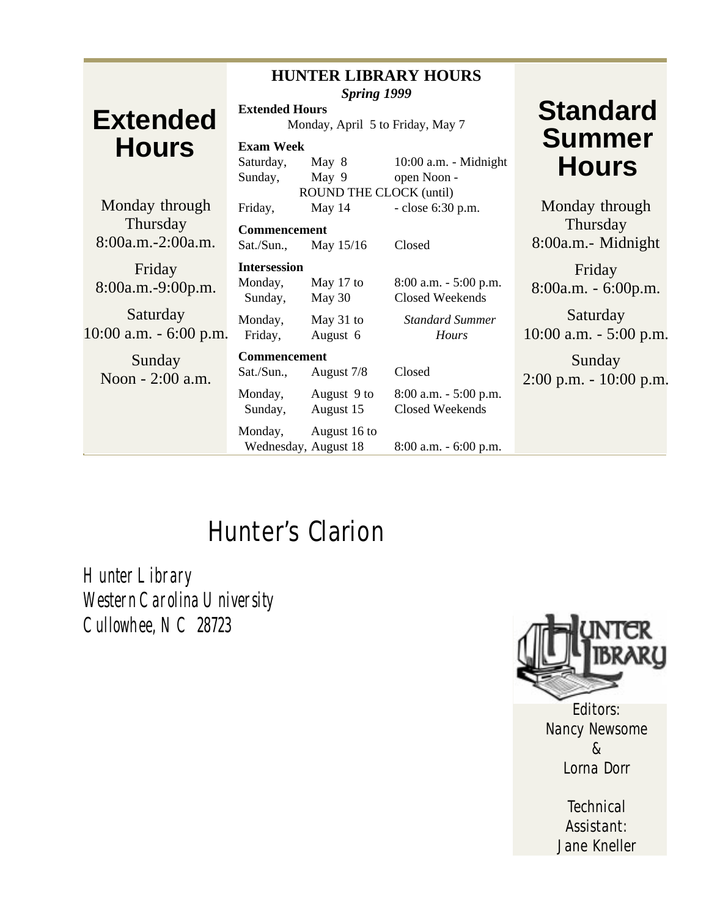## Extended Hours

Monday through Thursday
8:00a.m.-2:00a.m.

Friday
8:00a.m.-9:00p.m.

Saturday
10:00 a.m. - 6:00 p.m.

Sunday
Noon - 2:00 a.m.

## HUNTER LIBRARY HOURS

***Spring 1999***

**Extended Hours**

Monday, April 5 to Friday, May 7

**Exam Week**

| | | |
|---|---|---|
| Saturday, | May 8 | 10:00 a.m. - Midnight |
| Sunday, | May 9 | open Noon - |
| | ROUND THE CLOCK (until) | |
| Friday, | May 14 | - close 6:30 p.m. |

**Commencement**

| | | |
|---|---|---|
| Sat./Sun., | May 15/16 | Closed |

**Intersession**

| | | |
|---|---|---|
| Monday, Sunday, | May 17 to May 30 | 8:00 a.m. - 5:00 p.m. Closed Weekends |
| Monday, Friday, | May 31 to August 6 | *Standard Summer Hours* |

**Commencement**

| | | |
|---|---|---|
| Sat./Sun., | August 7/8 | Closed |
| Monday, Sunday, | August 9 to August 15 | 8:00 a.m. - 5:00 p.m. Closed Weekends |
| Monday, Wednesday, | August 16 to August 18 | 8:00 a.m. - 6:00 p.m. |

## Standard Summer Hours

Monday through Thursday
8:00a.m.- Midnight

Friday
8:00a.m. - 6:00p.m.

Saturday
10:00 a.m. - 5:00 p.m.

Sunday
2:00 p.m. - 10:00 p.m.

# Hunter's Clarion

Hunter Library
Western Carolina University
Cullowhee, NC 28723

HUNTER LIBRARY

Editors:
Nancy Newsome
&
Lorna Dorr

Technical Assistant:
Jane Kneller